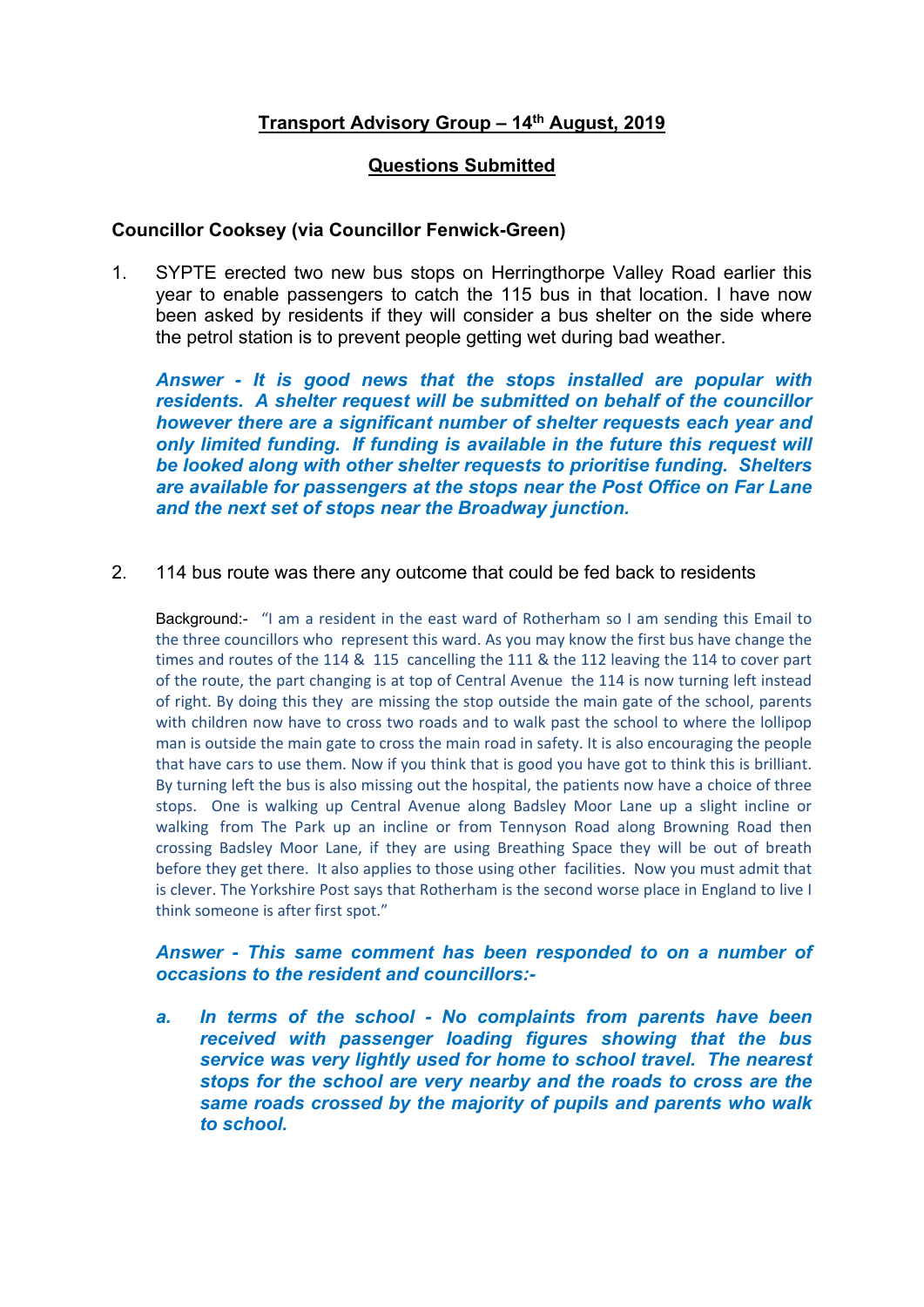## Transport Advisory Group – 14th August, 2019

## Questions Submitted

**Councillor Cooksey (via Councillor Fenwick-Green)**

1. SYPTE erected two new bus stops on Herringthorpe Valley Road earlier this year to enable passengers to catch the 115 bus in that location. I have now been asked by residents if they will consider a bus shelter on the side where the petrol station is to prevent people getting wet during bad weather.

   ***Answer - It is good news that the stops installed are popular with residents. A shelter request will be submitted on behalf of the councillor however there are a significant number of shelter requests each year and only limited funding. If funding is available in the future this request will be looked along with other shelter requests to prioritise funding. Shelters are available for passengers at the stops near the Post Office on Far Lane and the next set of stops near the Broadway junction.***

2. 114 bus route was there any outcome that could be fed back to residents

   Background:- "I am a resident in the east ward of Rotherham so I am sending this Email to the three councillors who represent this ward. As you may know the first bus have change the times and routes of the 114 & 115 cancelling the 111 & the 112 leaving the 114 to cover part of the route, the part changing is at top of Central Avenue the 114 is now turning left instead of right. By doing this they are missing the stop outside the main gate of the school, parents with children now have to cross two roads and to walk past the school to where the lollipop man is outside the main gate to cross the main road in safety. It is also encouraging the people that have cars to use them. Now if you think that is good you have got to think this is brilliant. By turning left the bus is also missing out the hospital, the patients now have a choice of three stops. One is walking up Central Avenue along Badsley Moor Lane up a slight incline or walking from The Park up an incline or from Tennyson Road along Browning Road then crossing Badsley Moor Lane, if they are using Breathing Space they will be out of breath before they get there. It also applies to those using other facilities. Now you must admit that is clever. The Yorkshire Post says that Rotherham is the second worse place in England to live I think someone is after first spot."

   ***Answer - This same comment has been responded to on a number of occasions to the resident and councillors:-***

   ***a. In terms of the school - No complaints from parents have been received with passenger loading figures showing that the bus service was very lightly used for home to school travel. The nearest stops for the school are very nearby and the roads to cross are the same roads crossed by the majority of pupils and parents who walk to school.***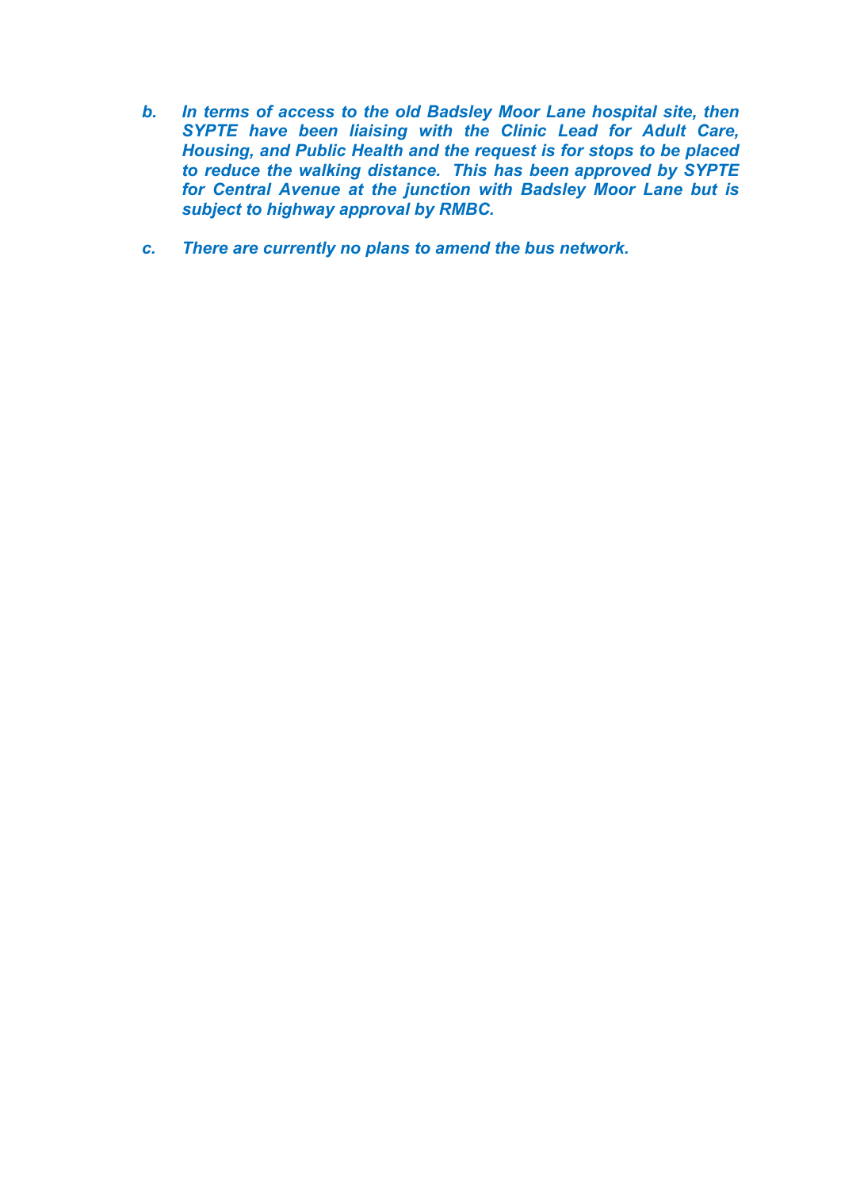b. ***In terms of access to the old Badsley Moor Lane hospital site, then SYPTE have been liaising with the Clinic Lead for Adult Care, Housing, and Public Health and the request is for stops to be placed to reduce the walking distance. This has been approved by SYPTE for Central Avenue at the junction with Badsley Moor Lane but is subject to highway approval by RMBC.***

c. ***There are currently no plans to amend the bus network.***